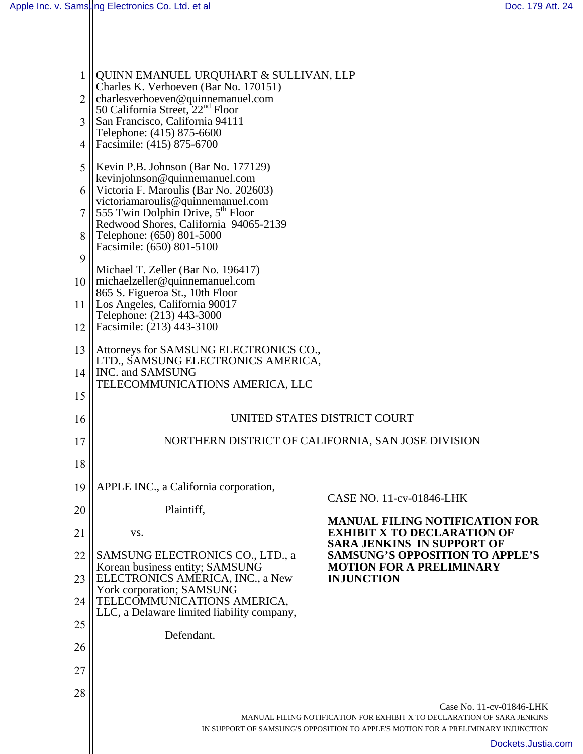QUINN EMANUEL URQUHART & SULLIVAN, LLP
Charles K. Verhoeven (Bar No. 170151)
charlesverhoeven@quinnemanuel.com
50 California Street, 22nd Floor
San Francisco, California 94111
Telephone: (415) 875-6600
Facsimile: (415) 875-6700

Kevin P.B. Johnson (Bar No. 177129)
kevinjohnson@quinnemanuel.com
Victoria F. Maroulis (Bar No. 202603)
victoriamaroulis@quinnemanuel.com
555 Twin Dolphin Drive, 5th Floor
Redwood Shores, California 94065-2139
Telephone: (650) 801-5000
Facsimile: (650) 801-5100

Michael T. Zeller (Bar No. 196417)
michaelzeller@quinnemanuel.com
865 S. Figueroa St., 10th Floor
Los Angeles, California 90017
Telephone: (213) 443-3000
Facsimile: (213) 443-3100

Attorneys for SAMSUNG ELECTRONICS CO., LTD., SAMSUNG ELECTRONICS AMERICA, INC. and SAMSUNG TELECOMMUNICATIONS AMERICA, LLC

UNITED STATES DISTRICT COURT

NORTHERN DISTRICT OF CALIFORNIA, SAN JOSE DIVISION

APPLE INC., a California corporation,

Plaintiff,

vs.

SAMSUNG ELECTRONICS CO., LTD., a Korean business entity; SAMSUNG ELECTRONICS AMERICA, INC., a New York corporation; SAMSUNG TELECOMMUNICATIONS AMERICA, LLC, a Delaware limited liability company,

Defendant.

CASE NO. 11-cv-01846-LHK

**MANUAL FILING NOTIFICATION FOR EXHIBIT X TO DECLARATION OF SARA JENKINS IN SUPPORT OF SAMSUNG'S OPPOSITION TO APPLE'S MOTION FOR A PRELIMINARY INJUNCTION**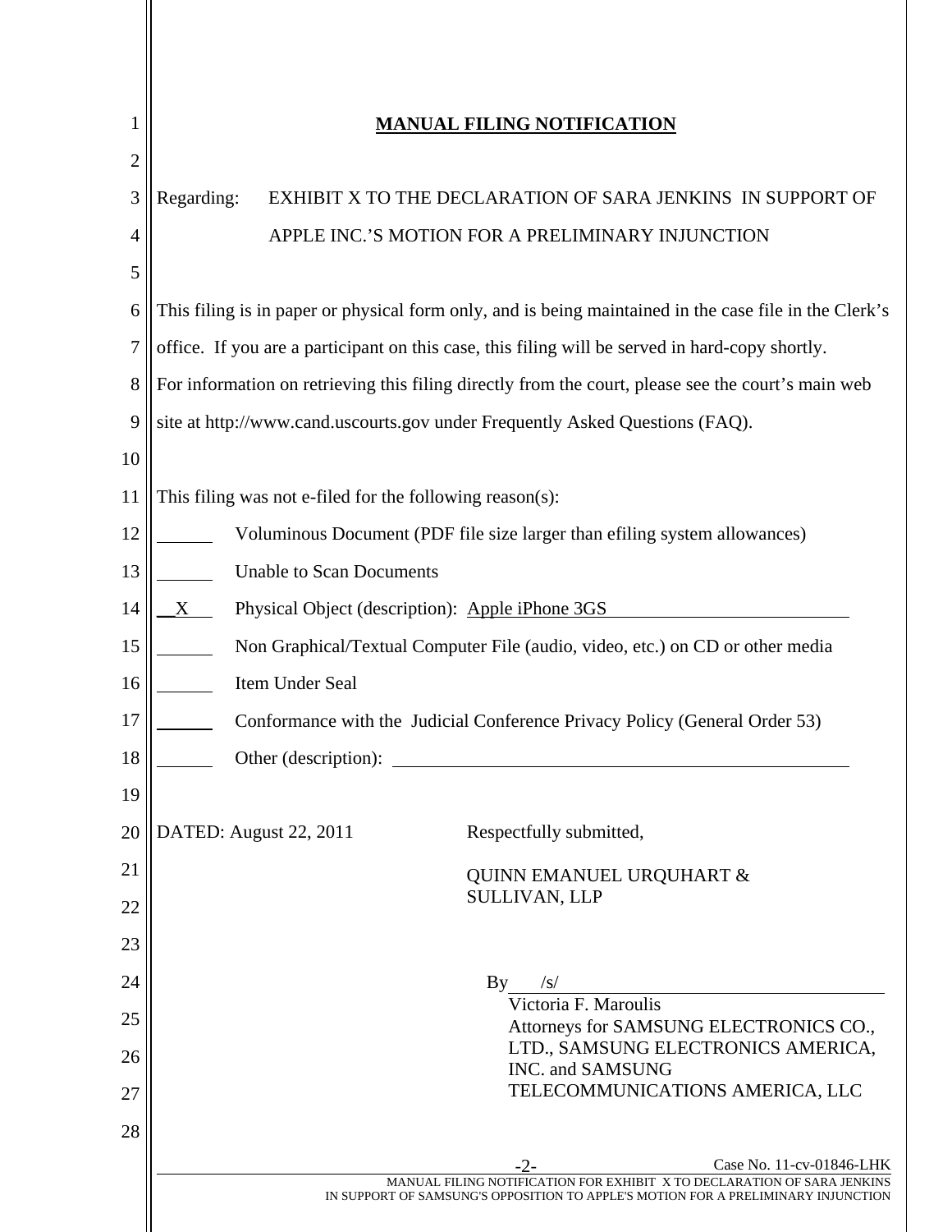# MANUAL FILING NOTIFICATION

Regarding: EXHIBIT X TO THE DECLARATION OF SARA JENKINS IN SUPPORT OF APPLE INC.'S MOTION FOR A PRELIMINARY INJUNCTION

This filing is in paper or physical form only, and is being maintained in the case file in the Clerk's office. If you are a participant on this case, this filing will be served in hard-copy shortly. For information on retrieving this filing directly from the court, please see the court's main web site at http://www.cand.uscourts.gov under Frequently Asked Questions (FAQ).

This filing was not e-filed for the following reason(s):

______ Voluminous Document (PDF file size larger than efiling system allowances)

______ Unable to Scan Documents

__X__ Physical Object (description): Apple iPhone 3GS

______ Non Graphical/Textual Computer File (audio, video, etc.) on CD or other media

______ Item Under Seal

______ Conformance with the Judicial Conference Privacy Policy (General Order 53)

______ Other (description): ______

DATED: August 22, 2011

Respectfully submitted,

QUINN EMANUEL URQUHART & SULLIVAN, LLP

By /s/
Victoria F. Maroulis
Attorneys for SAMSUNG ELECTRONICS CO., LTD., SAMSUNG ELECTRONICS AMERICA, INC. and SAMSUNG TELECOMMUNICATIONS AMERICA, LLC

Case No. 11-cv-01846-LHK
MANUAL FILING NOTIFICATION FOR EXHIBIT X TO DECLARATION OF SARA JENKINS IN SUPPORT OF SAMSUNG'S OPPOSITION TO APPLE'S MOTION FOR A PRELIMINARY INJUNCTION